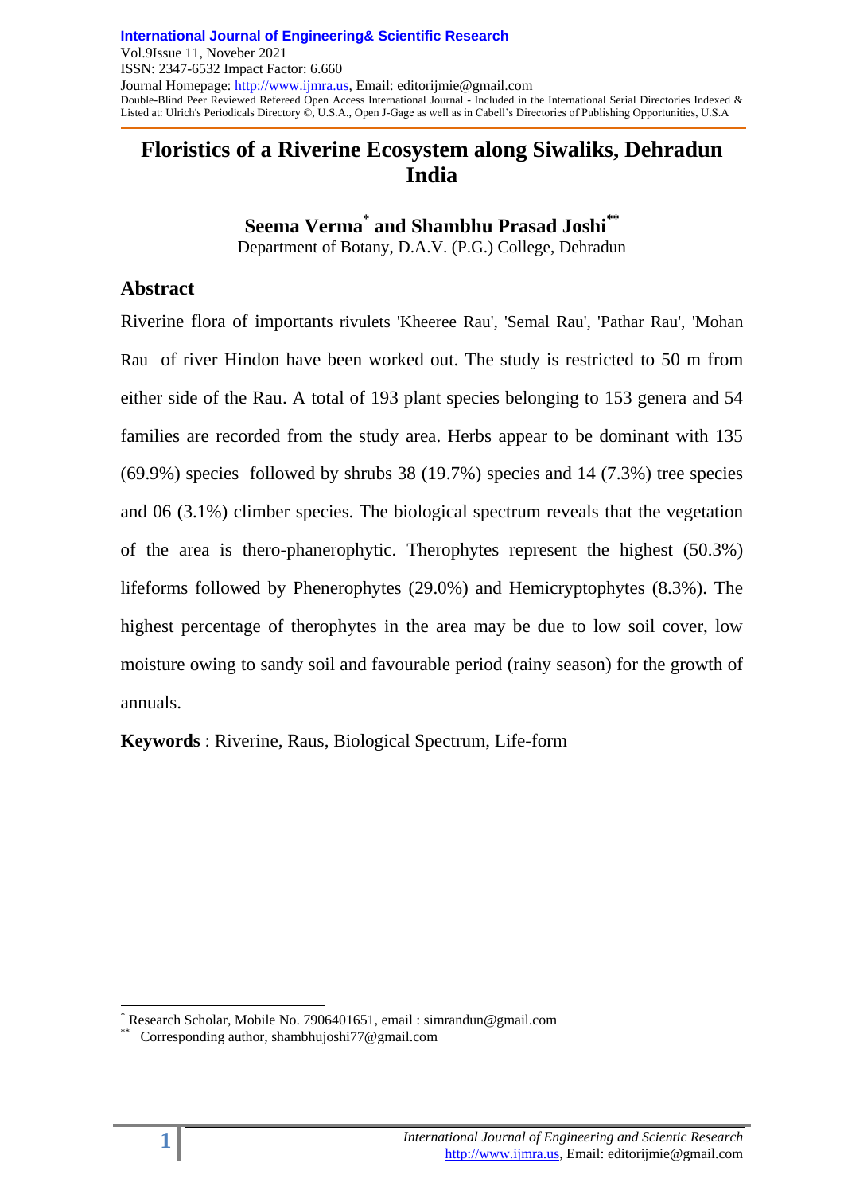# Floristics of a Riverine Ecosystem along Siwaliks, Dehradun India

**Seema Verma[*] and Shambhu Prasad Joshi[**]**

Department of Botany, D.A.V. (P.G.) College, Dehradun

## Abstract

Riverine flora of importants rivulets 'Kheeree Rau', 'Semal Rau', 'Pathar Rau', 'Mohan Rau of river Hindon have been worked out. The study is restricted to 50 m from either side of the Rau. A total of 193 plant species belonging to 153 genera and 54 families are recorded from the study area. Herbs appear to be dominant with 135 (69.9%) species followed by shrubs 38 (19.7%) species and 14 (7.3%) tree species and 06 (3.1%) climber species. The biological spectrum reveals that the vegetation of the area is thero-phanerophytic. Therophytes represent the highest (50.3%) lifeforms followed by Phenerophytes (29.0%) and Hemicryptophytes (8.3%). The highest percentage of therophytes in the area may be due to low soil cover, low moisture owing to sandy soil and favourable period (rainy season) for the growth of annuals.

**Keywords** : Riverine, Raus, Biological Spectrum, Life-form

---

[*] Research Scholar, Mobile No. 7906401651, email : simrandun@gmail.com

[**] Corresponding author, shambhujoshi77@gmail.com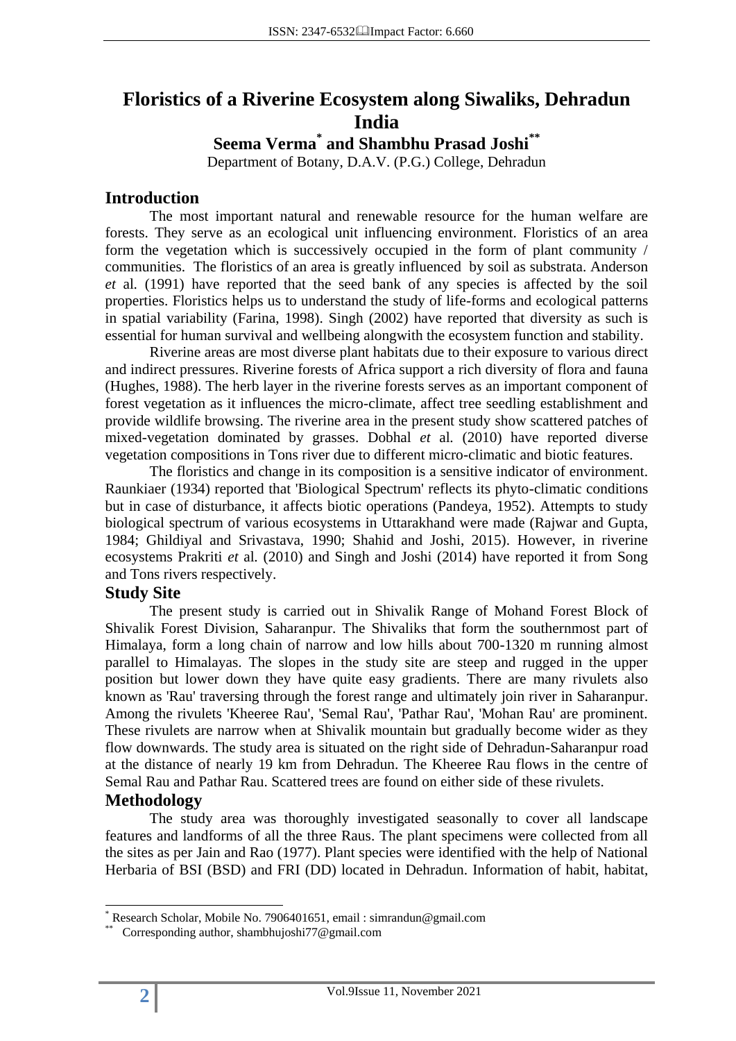# Floristics of a Riverine Ecosystem along Siwaliks, Dehradun India

**Seema Verma[*] and Shambhu Prasad Joshi[**]**

Department of Botany, D.A.V. (P.G.) College, Dehradun

## Introduction

The most important natural and renewable resource for the human welfare are forests. They serve as an ecological unit influencing environment. Floristics of an area form the vegetation which is successively occupied in the form of plant community / communities. The floristics of an area is greatly influenced by soil as substrata. Anderson *et* al. (1991) have reported that the seed bank of any species is affected by the soil properties. Floristics helps us to understand the study of life-forms and ecological patterns in spatial variability (Farina, 1998). Singh (2002) have reported that diversity as such is essential for human survival and wellbeing alongwith the ecosystem function and stability.

Riverine areas are most diverse plant habitats due to their exposure to various direct and indirect pressures. Riverine forests of Africa support a rich diversity of flora and fauna (Hughes, 1988). The herb layer in the riverine forests serves as an important component of forest vegetation as it influences the micro-climate, affect tree seedling establishment and provide wildlife browsing. The riverine area in the present study show scattered patches of mixed-vegetation dominated by grasses. Dobhal *et* al. (2010) have reported diverse vegetation compositions in Tons river due to different micro-climatic and biotic features.

The floristics and change in its composition is a sensitive indicator of environment. Raunkiaer (1934) reported that 'Biological Spectrum' reflects its phyto-climatic conditions but in case of disturbance, it affects biotic operations (Pandeya, 1952). Attempts to study biological spectrum of various ecosystems in Uttarakhand were made (Rajwar and Gupta, 1984; Ghildiyal and Srivastava, 1990; Shahid and Joshi, 2015). However, in riverine ecosystems Prakriti *et* al. (2010) and Singh and Joshi (2014) have reported it from Song and Tons rivers respectively.

## Study Site

The present study is carried out in Shivalik Range of Mohand Forest Block of Shivalik Forest Division, Saharanpur. The Shivaliks that form the southernmost part of Himalaya, form a long chain of narrow and low hills about 700-1320 m running almost parallel to Himalayas. The slopes in the study site are steep and rugged in the upper position but lower down they have quite easy gradients. There are many rivulets also known as 'Rau' traversing through the forest range and ultimately join river in Saharanpur. Among the rivulets 'Kheeree Rau', 'Semal Rau', 'Pathar Rau', 'Mohan Rau' are prominent. These rivulets are narrow when at Shivalik mountain but gradually become wider as they flow downwards. The study area is situated on the right side of Dehradun-Saharanpur road at the distance of nearly 19 km from Dehradun. The Kheeree Rau flows in the centre of Semal Rau and Pathar Rau. Scattered trees are found on either side of these rivulets.

## Methodology

The study area was thoroughly investigated seasonally to cover all landscape features and landforms of all the three Raus. The plant specimens were collected from all the sites as per Jain and Rao (1977). Plant species were identified with the help of National Herbaria of BSI (BSD) and FRI (DD) located in Dehradun. Information of habit, habitat,

---

[*] Research Scholar, Mobile No. 7906401651, email : simrandun@gmail.com

[**] Corresponding author, shambhujoshi77@gmail.com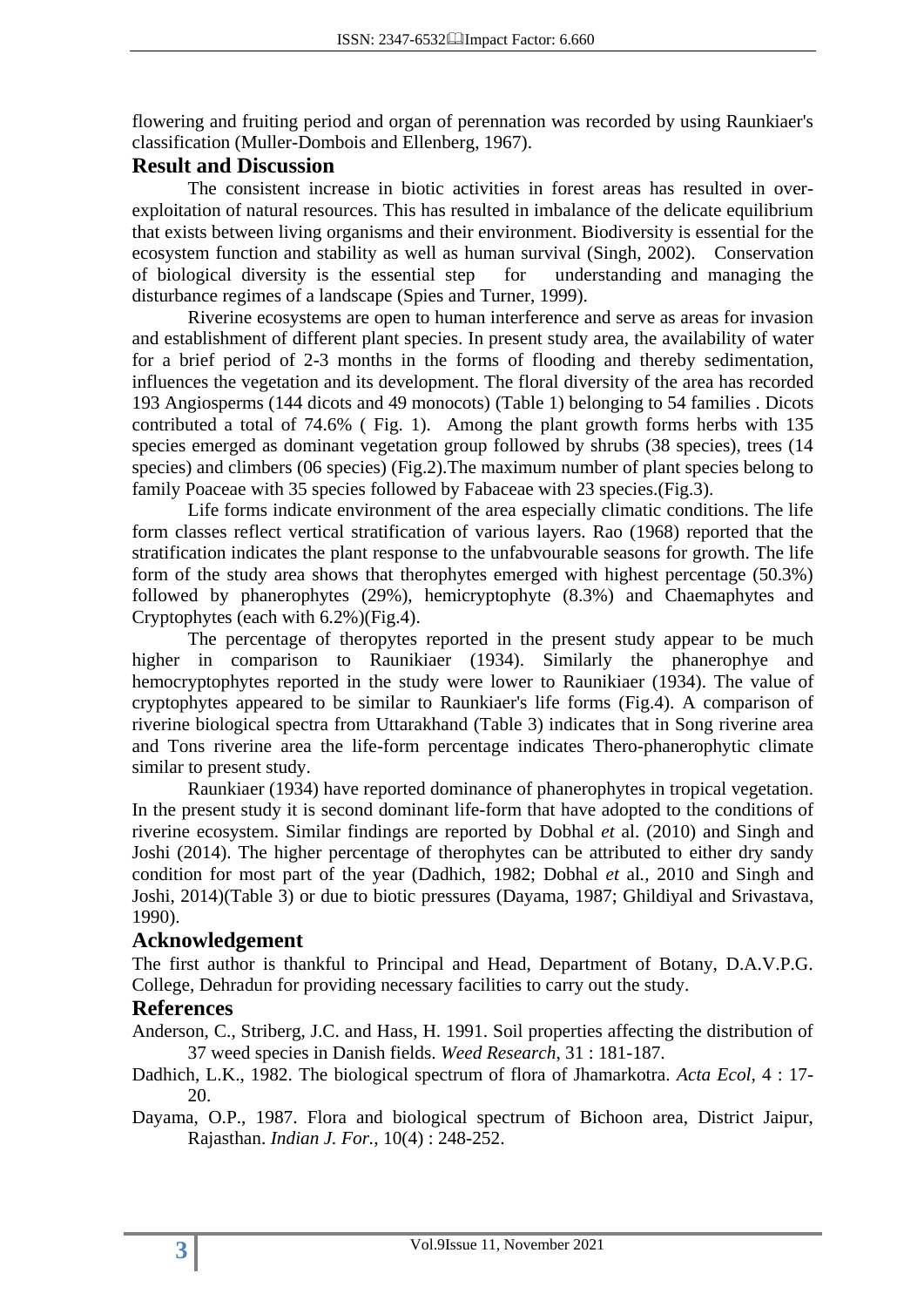flowering and fruiting period and organ of perennation was recorded by using Raunkiaer's classification (Muller-Dombois and Ellenberg, 1967).

## Result and Discussion

The consistent increase in biotic activities in forest areas has resulted in over-exploitation of natural resources. This has resulted in imbalance of the delicate equilibrium that exists between living organisms and their environment. Biodiversity is essential for the ecosystem function and stability as well as human survival (Singh, 2002). Conservation of biological diversity is the essential step for understanding and managing the disturbance regimes of a landscape (Spies and Turner, 1999).

Riverine ecosystems are open to human interference and serve as areas for invasion and establishment of different plant species. In present study area, the availability of water for a brief period of 2-3 months in the forms of flooding and thereby sedimentation, influences the vegetation and its development. The floral diversity of the area has recorded 193 Angiosperms (144 dicots and 49 monocots) (Table 1) belonging to 54 families . Dicots contributed a total of 74.6% ( Fig. 1). Among the plant growth forms herbs with 135 species emerged as dominant vegetation group followed by shrubs (38 species), trees (14 species) and climbers (06 species) (Fig.2).The maximum number of plant species belong to family Poaceae with 35 species followed by Fabaceae with 23 species.(Fig.3).

Life forms indicate environment of the area especially climatic conditions. The life form classes reflect vertical stratification of various layers. Rao (1968) reported that the stratification indicates the plant response to the unfabvourable seasons for growth. The life form of the study area shows that therophytes emerged with highest percentage (50.3%) followed by phanerophytes (29%), hemicryptophyte (8.3%) and Chaemaphytes and Cryptophytes (each with 6.2%)(Fig.4).

The percentage of theropytes reported in the present study appear to be much higher in comparison to Raunikiaer (1934). Similarly the phanerophye and hemocryptophytes reported in the study were lower to Raunikiaer (1934). The value of cryptophytes appeared to be similar to Raunkiaer's life forms (Fig.4). A comparison of riverine biological spectra from Uttarakhand (Table 3) indicates that in Song riverine area and Tons riverine area the life-form percentage indicates Thero-phanerophytic climate similar to present study.

Raunkiaer (1934) have reported dominance of phanerophytes in tropical vegetation. In the present study it is second dominant life-form that have adopted to the conditions of riverine ecosystem. Similar findings are reported by Dobhal *et* al. (2010) and Singh and Joshi (2014). The higher percentage of therophytes can be attributed to either dry sandy condition for most part of the year (Dadhich, 1982; Dobhal *et* al., 2010 and Singh and Joshi, 2014)(Table 3) or due to biotic pressures (Dayama, 1987; Ghildiyal and Srivastava, 1990).

## Acknowledgement

The first author is thankful to Principal and Head, Department of Botany, D.A.V.P.G. College, Dehradun for providing necessary facilities to carry out the study.

## References

Anderson, C., Striberg, J.C. and Hass, H. 1991. Soil properties affecting the distribution of 37 weed species in Danish fields. *Weed Research*, 31 : 181-187.

Dadhich, L.K., 1982. The biological spectrum of flora of Jhamarkotra. *Acta Ecol*, 4 : 17-20.

Dayama, O.P., 1987. Flora and biological spectrum of Bichoon area, District Jaipur, Rajasthan. *Indian J. For.*, 10(4) : 248-252.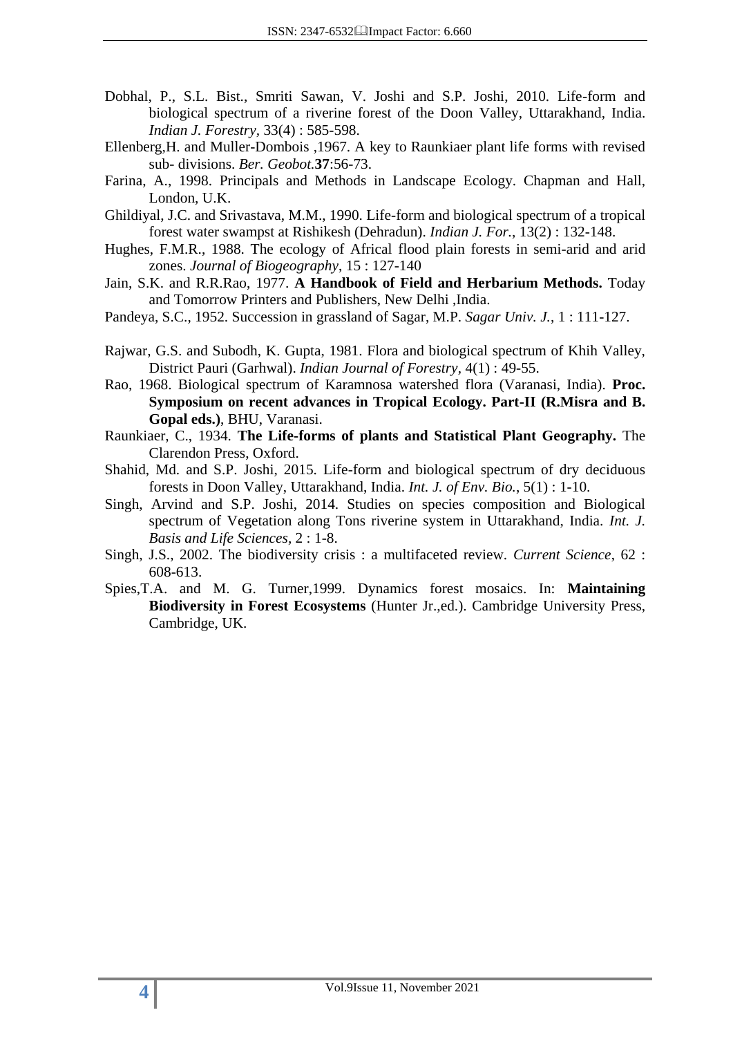Dobhal, P., S.L. Bist., Smriti Sawan, V. Joshi and S.P. Joshi, 2010. Life-form and biological spectrum of a riverine forest of the Doon Valley, Uttarakhand, India. *Indian J. Forestry*, 33(4) : 585-598.

Ellenberg,H. and Muller-Dombois ,1967. A key to Raunkiaer plant life forms with revised sub- divisions. *Ber. Geobot.***37**:56-73.

Farina, A., 1998. Principals and Methods in Landscape Ecology. Chapman and Hall, London, U.K.

Ghildiyal, J.C. and Srivastava, M.M., 1990. Life-form and biological spectrum of a tropical forest water swampst at Rishikesh (Dehradun). *Indian J. For.*, 13(2) : 132-148.

Hughes, F.M.R., 1988. The ecology of Africal flood plain forests in semi-arid and arid zones. *Journal of Biogeography*, 15 : 127-140

Jain, S.K. and R.R.Rao, 1977. **A Handbook of Field and Herbarium Methods.** Today and Tomorrow Printers and Publishers, New Delhi ,India.

Pandeya, S.C., 1952. Succession in grassland of Sagar, M.P. *Sagar Univ. J.*, 1 : 111-127.

Rajwar, G.S. and Subodh, K. Gupta, 1981. Flora and biological spectrum of Khih Valley, District Pauri (Garhwal). *Indian Journal of Forestry*, 4(1) : 49-55.

Rao, 1968. Biological spectrum of Karamnosa watershed flora (Varanasi, India). **Proc. Symposium on recent advances in Tropical Ecology. Part-II (R.Misra and B. Gopal eds.)**, BHU, Varanasi.

Raunkiaer, C., 1934. **The Life-forms of plants and Statistical Plant Geography.** The Clarendon Press, Oxford.

Shahid, Md. and S.P. Joshi, 2015. Life-form and biological spectrum of dry deciduous forests in Doon Valley, Uttarakhand, India. *Int. J. of Env. Bio.*, 5(1) : 1-10.

Singh, Arvind and S.P. Joshi, 2014. Studies on species composition and Biological spectrum of Vegetation along Tons riverine system in Uttarakhand, India. *Int. J. Basis and Life Sciences*, 2 : 1-8.

Singh, J.S., 2002. The biodiversity crisis : a multifaceted review. *Current Science*, 62 : 608-613.

Spies,T.A. and M. G. Turner,1999. Dynamics forest mosaics. In: **Maintaining Biodiversity in Forest Ecosystems** (Hunter Jr.,ed.). Cambridge University Press, Cambridge, UK.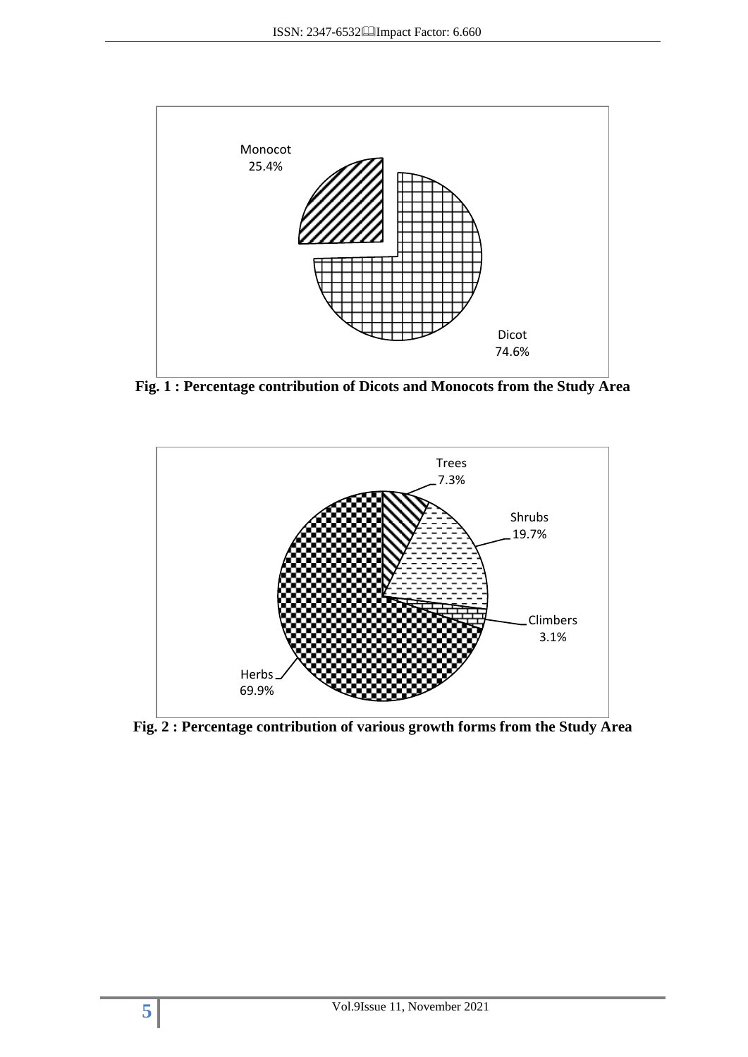Monocot
25.4%

Dicot
74.6%

**Fig. 1 : Percentage contribution of Dicots and Monocots from the Study Area**

Trees
7.3%

Shrubs
19.7%

Climbers
3.1%

Herbs
69.9%

**Fig. 2 : Percentage contribution of various growth forms from the Study Area**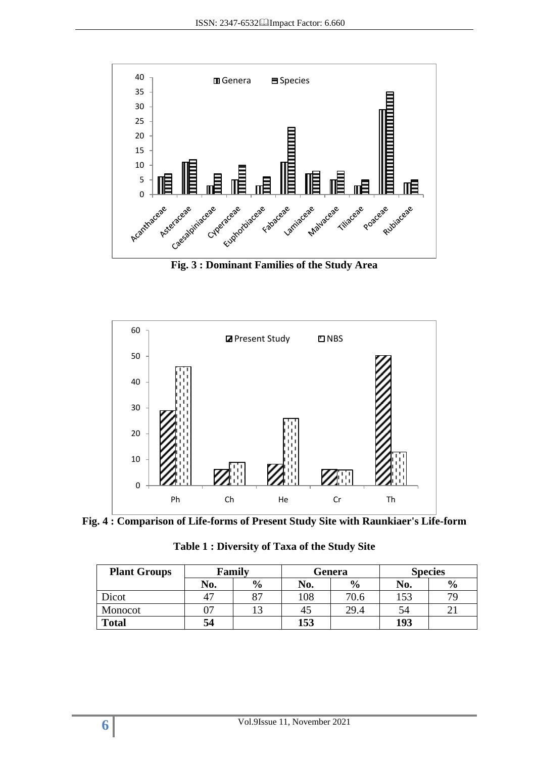Fig. 3 : Dominant Families of the Study Area

Fig. 4 : Comparison of Life-forms of Present Study Site with Raunkiaer's Life-form

**Table 1 : Diversity of Taxa of the Study Site**

| Plant Groups | Family | | Genera | | Species | |
|---|---|---|---|---|---|---|
| | No. | % | No. | % | No. | % |
| Dicot | 47 | 87 | 108 | 70.6 | 153 | 79 |
| Monocot | 07 | 13 | 45 | 29.4 | 54 | 21 |
| **Total** | **54** | | **153** | | **193** | |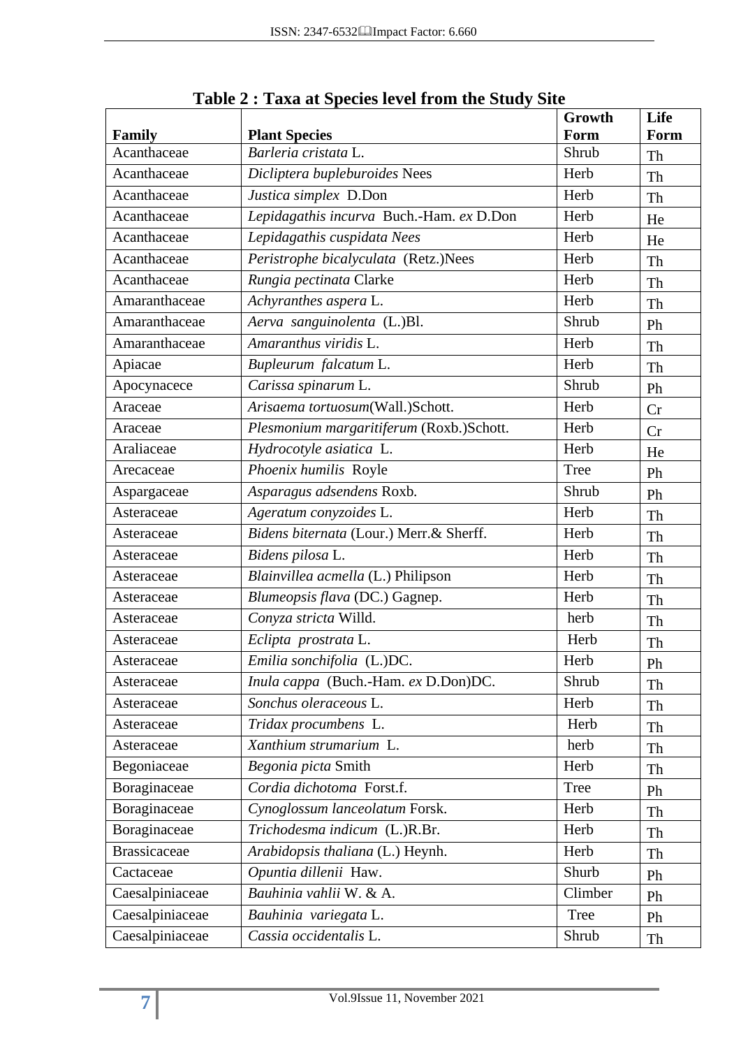**Table 2 : Taxa at Species level from the Study Site**

| Family | Plant Species | Growth Form | Life Form |
|---|---|---|---|
| Acanthaceae | *Barleria cristata* L. | Shrub | Th |
| Acanthaceae | *Dicliptera bupleburoides* Nees | Herb | Th |
| Acanthaceae | *Justica simplex* D.Don | Herb | Th |
| Acanthaceae | *Lepidagathis incurva* Buch.-Ham. *ex* D.Don | Herb | He |
| Acanthaceae | *Lepidagathis cuspidata Nees* | Herb | He |
| Acanthaceae | *Peristrophe bicalyculata* (Retz.)Nees | Herb | Th |
| Acanthaceae | *Rungia pectinata* Clarke | Herb | Th |
| Amaranthaceae | *Achyranthes aspera* L. | Herb | Th |
| Amaranthaceae | *Aerva sanguinolenta* (L.)Bl. | Shrub | Ph |
| Amaranthaceae | *Amaranthus viridis* L. | Herb | Th |
| Apiacae | *Bupleurum falcatum* L. | Herb | Th |
| Apocynacece | *Carissa spinarum* L. | Shrub | Ph |
| Araceae | *Arisaema tortuosum*(Wall.)Schott. | Herb | Cr |
| Araceae | *Plesmonium margaritiferum* (Roxb.)Schott. | Herb | Cr |
| Araliaceae | *Hydrocotyle asiatica* L. | Herb | He |
| Arecaceae | *Phoenix humilis* Royle | Tree | Ph |
| Aspargaceae | *Asparagus adsendens* Roxb. | Shrub | Ph |
| Asteraceae | *Ageratum conyzoides* L. | Herb | Th |
| Asteraceae | *Bidens biternata* (Lour.) Merr.& Sherff. | Herb | Th |
| Asteraceae | *Bidens pilosa* L. | Herb | Th |
| Asteraceae | *Blainvillea acmella* (L.) Philipson | Herb | Th |
| Asteraceae | *Blumeopsis flava* (DC.) Gagnep. | Herb | Th |
| Asteraceae | *Conyza stricta* Willd. | herb | Th |
| Asteraceae | *Eclipta prostrata* L. | Herb | Th |
| Asteraceae | *Emilia sonchifolia* (L.)DC. | Herb | Ph |
| Asteraceae | *Inula cappa* (Buch.-Ham. *ex* D.Don)DC. | Shrub | Th |
| Asteraceae | *Sonchus oleraceous* L. | Herb | Th |
| Asteraceae | *Tridax procumbens* L. | Herb | Th |
| Asteraceae | *Xanthium strumarium* L. | herb | Th |
| Begoniaceae | *Begonia picta* Smith | Herb | Th |
| Boraginaceae | *Cordia dichotoma* Forst.f. | Tree | Ph |
| Boraginaceae | *Cynoglossum lanceolatum* Forsk. | Herb | Th |
| Boraginaceae | *Trichodesma indicum* (L.)R.Br. | Herb | Th |
| Brassicaceae | *Arabidopsis thaliana* (L.) Heynh. | Herb | Th |
| Cactaceae | *Opuntia dillenii* Haw. | Shurb | Ph |
| Caesalpiniaceae | *Bauhinia vahlii* W. & A. | Climber | Ph |
| Caesalpiniaceae | *Bauhinia variegata* L. | Tree | Ph |
| Caesalpiniaceae | *Cassia occidentalis* L. | Shrub | Th |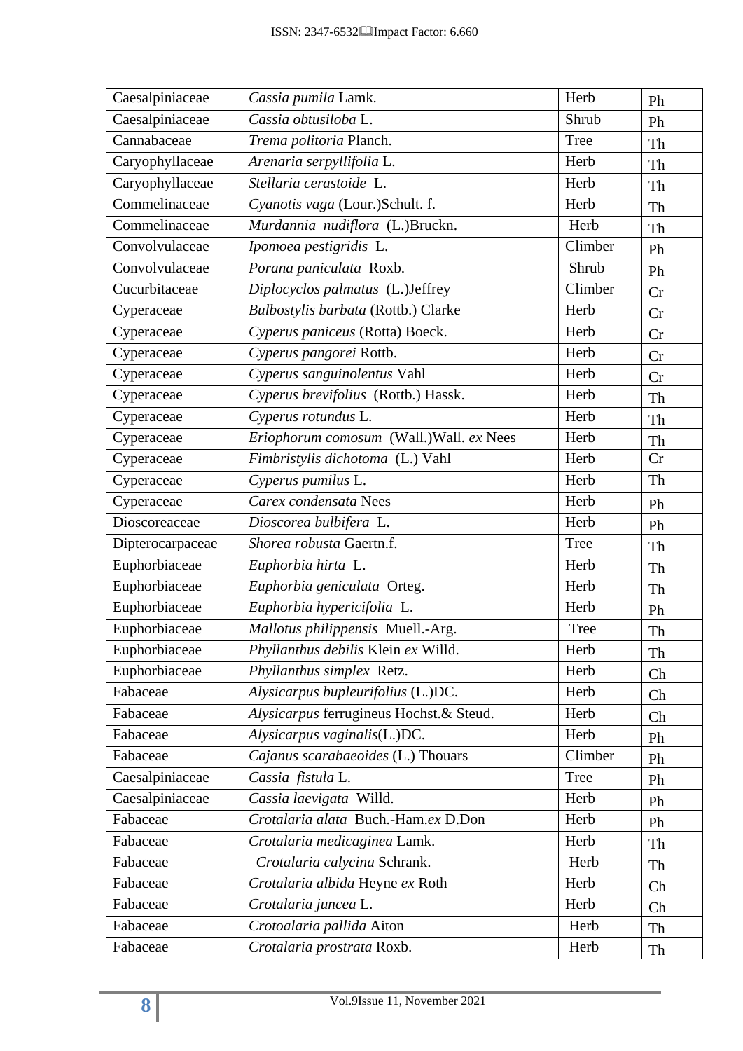| Caesalpiniaceae | *Cassia pumila* Lamk. | Herb | Ph |
|---|---|---|---|
| Caesalpiniaceae | *Cassia obtusiloba* L. | Shrub | Ph |
| Cannabaceae | *Trema politoria* Planch. | Tree | Th |
| Caryophyllaceae | *Arenaria serpyllifolia* L. | Herb | Th |
| Caryophyllaceae | *Stellaria cerastoide* L. | Herb | Th |
| Commelinaceae | *Cyanotis vaga* (Lour.)Schult. f. | Herb | Th |
| Commelinaceae | *Murdannia nudiflora* (L.)Bruckn. | Herb | Th |
| Convolvulaceae | *Ipomoea pestigridis* L. | Climber | Ph |
| Convolvulaceae | *Porana paniculata* Roxb. | Shrub | Ph |
| Cucurbitaceae | *Diplocyclos palmatus* (L.)Jeffrey | Climber | Cr |
| Cyperaceae | *Bulbostylis barbata* (Rottb.) Clarke | Herb | Cr |
| Cyperaceae | *Cyperus paniceus* (Rotta) Boeck. | Herb | Cr |
| Cyperaceae | *Cyperus pangorei* Rottb. | Herb | Cr |
| Cyperaceae | *Cyperus sanguinolentus* Vahl | Herb | Cr |
| Cyperaceae | *Cyperus brevifolius* (Rottb.) Hassk. | Herb | Th |
| Cyperaceae | *Cyperus rotundus* L. | Herb | Th |
| Cyperaceae | *Eriophorum comosum* (Wall.)Wall. *ex* Nees | Herb | Th |
| Cyperaceae | *Fimbristylis dichotoma* (L.) Vahl | Herb | Cr |
| Cyperaceae | *Cyperus pumilus* L. | Herb | Th |
| Cyperaceae | *Carex condensata* Nees | Herb | Ph |
| Dioscoreaceae | *Dioscorea bulbifera* L. | Herb | Ph |
| Dipterocarpaceae | *Shorea robusta* Gaertn.f. | Tree | Th |
| Euphorbiaceae | *Euphorbia hirta* L. | Herb | Th |
| Euphorbiaceae | *Euphorbia geniculata* Orteg. | Herb | Th |
| Euphorbiaceae | *Euphorbia hypericifolia* L. | Herb | Ph |
| Euphorbiaceae | *Mallotus philippensis* Muell.-Arg. | Tree | Th |
| Euphorbiaceae | *Phyllanthus debilis* Klein *ex* Willd. | Herb | Th |
| Euphorbiaceae | *Phyllanthus simplex* Retz. | Herb | Ch |
| Fabaceae | *Alysicarpus bupleurifolius* (L.)DC. | Herb | Ch |
| Fabaceae | *Alysicarpus* ferrugineus Hochst.& Steud. | Herb | Ch |
| Fabaceae | *Alysicarpus vaginalis*(L.)DC. | Herb | Ph |
| Fabaceae | *Cajanus scarabaeoides* (L.) Thouars | Climber | Ph |
| Caesalpiniaceae | *Cassia fistula* L. | Tree | Ph |
| Caesalpiniaceae | *Cassia laevigata* Willd. | Herb | Ph |
| Fabaceae | *Crotalaria alata* Buch.-Ham.*ex* D.Don | Herb | Ph |
| Fabaceae | *Crotalaria medicaginea* Lamk. | Herb | Th |
| Fabaceae | *Crotalaria calycina* Schrank. | Herb | Th |
| Fabaceae | *Crotalaria albida* Heyne *ex* Roth | Herb | Ch |
| Fabaceae | *Crotalaria juncea* L. | Herb | Ch |
| Fabaceae | *Crotoalaria pallida* Aiton | Herb | Th |
| Fabaceae | *Crotalaria prostrata* Roxb. | Herb | Th |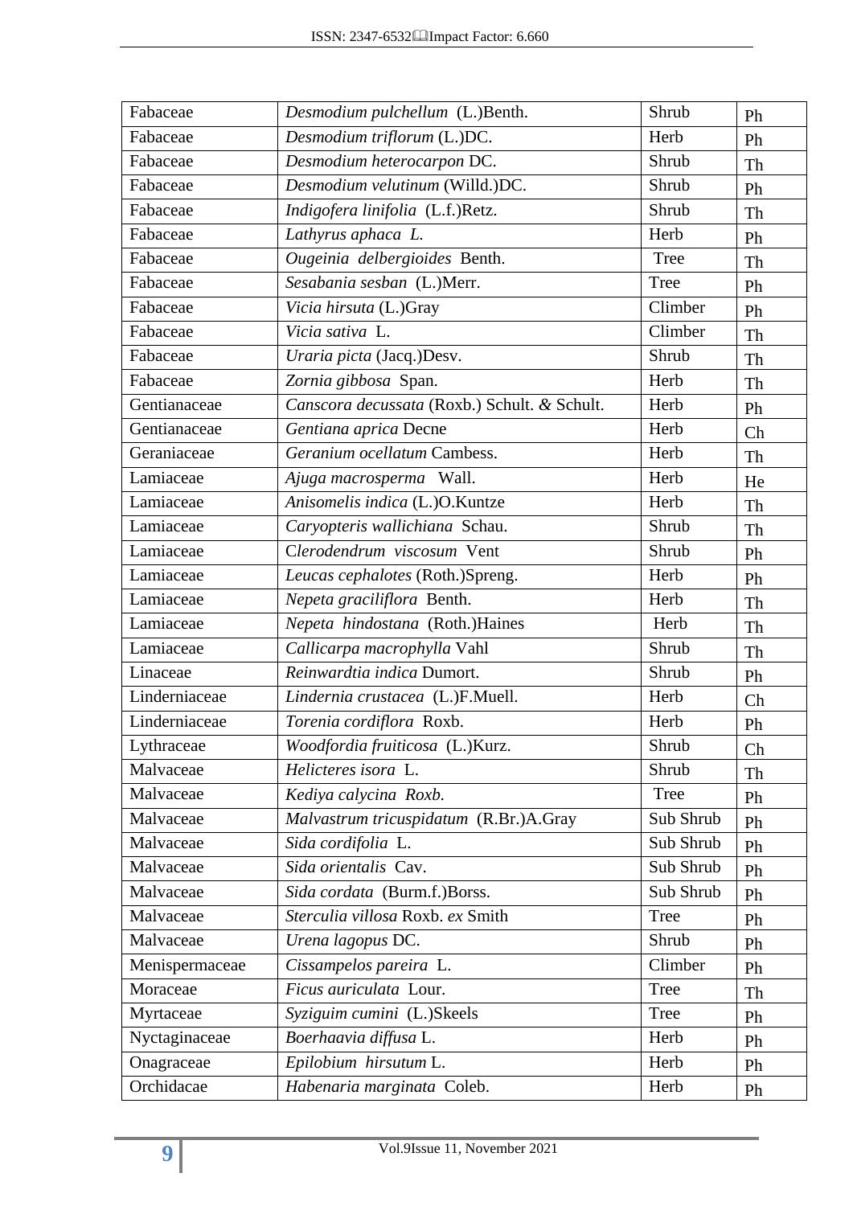| | | | |
|---|---|---|---|
| Fabaceae | *Desmodium pulchellum* (L.)Benth. | Shrub | Ph |
| Fabaceae | *Desmodium triflorum* (L.)DC. | Herb | Ph |
| Fabaceae | *Desmodium heterocarpon* DC. | Shrub | Th |
| Fabaceae | *Desmodium velutinum* (Willd.)DC. | Shrub | Ph |
| Fabaceae | *Indigofera linifolia* (L.f.)Retz. | Shrub | Th |
| Fabaceae | *Lathyrus aphaca L.* | Herb | Ph |
| Fabaceae | *Ougeinia delbergioides* Benth. | Tree | Th |
| Fabaceae | *Sesabania sesban* (L.)Merr. | Tree | Ph |
| Fabaceae | *Vicia hirsuta* (L.)Gray | Climber | Ph |
| Fabaceae | *Vicia sativa* L. | Climber | Th |
| Fabaceae | *Uraria picta* (Jacq.)Desv. | Shrub | Th |
| Fabaceae | *Zornia gibbosa* Span. | Herb | Th |
| Gentianaceae | *Canscora decussata* (Roxb.) Schult. *&* Schult. | Herb | Ph |
| Gentianaceae | *Gentiana aprica* Decne | Herb | Ch |
| Geraniaceae | *Geranium ocellatum* Cambess. | Herb | Th |
| Lamiaceae | *Ajuga macrosperma* Wall. | Herb | He |
| Lamiaceae | *Anisomelis indica* (L.)O.Kuntze | Herb | Th |
| Lamiaceae | *Caryopteris wallichiana* Schau. | Shrub | Th |
| Lamiaceae | C*lerodendrum viscosum* Vent | Shrub | Ph |
| Lamiaceae | *Leucas cephalotes* (Roth.)Spreng. | Herb | Ph |
| Lamiaceae | *Nepeta graciliflora* Benth. | Herb | Th |
| Lamiaceae | *Nepeta hindostana* (Roth.)Haines | Herb | Th |
| Lamiaceae | *Callicarpa macrophylla* Vahl | Shrub | Th |
| Linaceae | *Reinwardtia indica* Dumort. | Shrub | Ph |
| Linderniaceae | *Lindernia crustacea* (L.)F.Muell. | Herb | Ch |
| Linderniaceae | *Torenia cordiflora* Roxb. | Herb | Ph |
| Lythraceae | *Woodfordia fruiticosa* (L.)Kurz. | Shrub | Ch |
| Malvaceae | *Helicteres isora* L. | Shrub | Th |
| Malvaceae | *Kediya calycina Roxb.* | Tree | Ph |
| Malvaceae | *Malvastrum tricuspidatum* (R.Br.)A.Gray | Sub Shrub | Ph |
| Malvaceae | *Sida cordifolia* L. | Sub Shrub | Ph |
| Malvaceae | *Sida orientalis* Cav. | Sub Shrub | Ph |
| Malvaceae | *Sida cordata* (Burm.f.)Borss. | Sub Shrub | Ph |
| Malvaceae | *Sterculia villosa* Roxb. *ex* Smith | Tree | Ph |
| Malvaceae | *Urena lagopus* DC. | Shrub | Ph |
| Menispermaceae | *Cissampelos pareira* L. | Climber | Ph |
| Moraceae | *Ficus auriculata* Lour. | Tree | Th |
| Myrtaceae | *Syziguim cumini* (L.)Skeels | Tree | Ph |
| Nyctaginaceae | *Boerhaavia diffusa* L. | Herb | Ph |
| Onagraceae | *Epilobium hirsutum* L. | Herb | Ph |
| Orchidacae | *Habenaria marginata* Coleb. | Herb | Ph |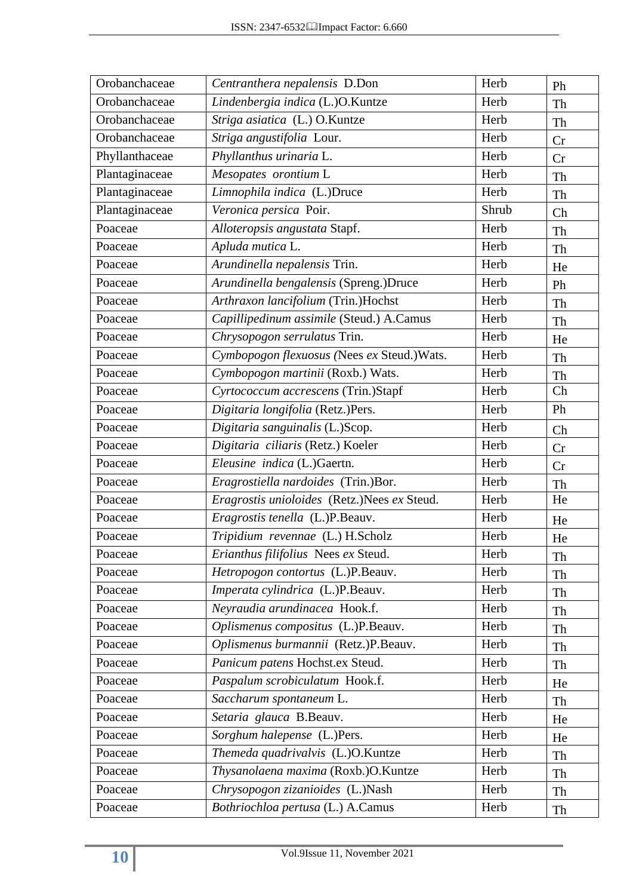| Orobanchaceae | *Centranthera nepalensis* D.Don | Herb | Ph |
|---|---|---|---|
| Orobanchaceae | *Lindenbergia indica* (L.)O.Kuntze | Herb | Th |
| Orobanchaceae | *Striga asiatica* (L.) O.Kuntze | Herb | Th |
| Orobanchaceae | *Striga angustifolia* Lour. | Herb | Cr |
| Phyllanthaceae | *Phyllanthus urinaria* L. | Herb | Cr |
| Plantaginaceae | *Mesopates orontium* L | Herb | Th |
| Plantaginaceae | *Limnophila indica* (L.)Druce | Herb | Th |
| Plantaginaceae | *Veronica persica* Poir. | Shrub | Ch |
| Poaceae | *Alloteropsis angustata* Stapf. | Herb | Th |
| Poaceae | *Apluda mutica* L. | Herb | Th |
| Poaceae | *Arundinella nepalensis* Trin. | Herb | He |
| Poaceae | *Arundinella bengalensis* (Spreng.)Druce | Herb | Ph |
| Poaceae | *Arthraxon lancifolium* (Trin.)Hochst | Herb | Th |
| Poaceae | *Capillipedinum assimile* (Steud.) A.Camus | Herb | Th |
| Poaceae | *Chrysopogon serrulatus* Trin. | Herb | He |
| Poaceae | *Cymbopogon flexuosus (*Nees *ex* Steud.)Wats. | Herb | Th |
| Poaceae | *Cymbopogon martinii* (Roxb.) Wats. | Herb | Th |
| Poaceae | *Cyrtococcum accrescens* (Trin.)Stapf | Herb | Ch |
| Poaceae | *Digitaria longifolia* (Retz.)Pers. | Herb | Ph |
| Poaceae | *Digitaria sanguinalis* (L.)Scop. | Herb | Ch |
| Poaceae | *Digitaria ciliaris* (Retz.) Koeler | Herb | Cr |
| Poaceae | *Eleusine indica* (L.)Gaertn. | Herb | Cr |
| Poaceae | *Eragrostiella nardoides* (Trin.)Bor. | Herb | Th |
| Poaceae | *Eragrostis unioloides* (Retz.)Nees *ex* Steud. | Herb | He |
| Poaceae | *Eragrostis tenella* (L.)P.Beauv. | Herb | He |
| Poaceae | *Tripidium revennae* (L.) H.Scholz | Herb | He |
| Poaceae | *Erianthus filifolius* Nees *ex* Steud. | Herb | Th |
| Poaceae | *Hetropogon contortus* (L.)P.Beauv. | Herb | Th |
| Poaceae | *Imperata cylindrica* (L.)P.Beauv. | Herb | Th |
| Poaceae | *Neyraudia arundinacea* Hook.f. | Herb | Th |
| Poaceae | *Oplismenus compositus* (L.)P.Beauv. | Herb | Th |
| Poaceae | *Oplismenus burmannii* (Retz.)P.Beauv. | Herb | Th |
| Poaceae | *Panicum patens* Hochst.ex Steud. | Herb | Th |
| Poaceae | *Paspalum scrobiculatum* Hook.f. | Herb | He |
| Poaceae | *Saccharum spontaneum* L. | Herb | Th |
| Poaceae | *Setaria glauca* B.Beauv. | Herb | He |
| Poaceae | *Sorghum halepense* (L.)Pers. | Herb | He |
| Poaceae | *Themeda quadrivalvis* (L.)O.Kuntze | Herb | Th |
| Poaceae | *Thysanolaena maxima* (Roxb.)O.Kuntze | Herb | Th |
| Poaceae | *Chrysopogon zizanioides* (L.)Nash | Herb | Th |
| Poaceae | *Bothriochloa pertusa* (L.) A.Camus | Herb | Th |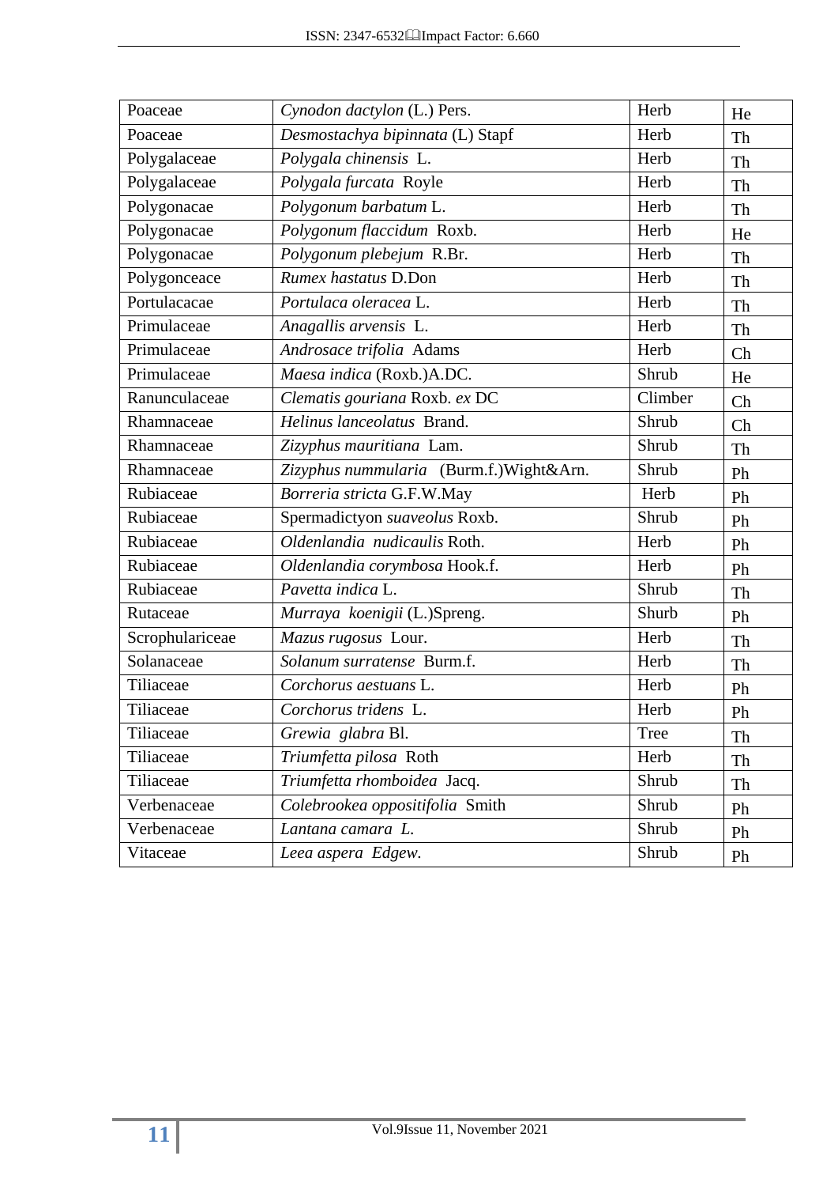| Poaceae | *Cynodon dactylon* (L.) Pers. | Herb | He |
|---|---|---|---|
| Poaceae | *Desmostachya bipinnata* (L) Stapf | Herb | Th |
| Polygalaceae | *Polygala chinensis* L. | Herb | Th |
| Polygalaceae | *Polygala furcata* Royle | Herb | Th |
| Polygonacae | *Polygonum barbatum* L. | Herb | Th |
| Polygonacae | *Polygonum flaccidum* Roxb. | Herb | He |
| Polygonacae | *Polygonum plebejum* R.Br. | Herb | Th |
| Polygonceace | *Rumex hastatus* D.Don | Herb | Th |
| Portulacacae | *Portulaca oleracea* L. | Herb | Th |
| Primulaceae | *Anagallis arvensis* L. | Herb | Th |
| Primulaceae | *Androsace trifolia* Adams | Herb | Ch |
| Primulaceae | *Maesa indica* (Roxb.)A.DC. | Shrub | He |
| Ranunculaceae | *Clematis gouriana* Roxb. *ex* DC | Climber | Ch |
| Rhamnaceae | *Helinus lanceolatus* Brand. | Shrub | Ch |
| Rhamnaceae | *Zizyphus mauritiana* Lam. | Shrub | Th |
| Rhamnaceae | *Zizyphus nummularia* (Burm.f.)Wight&Arn. | Shrub | Ph |
| Rubiaceae | *Borreria stricta* G.F.W.May | Herb | Ph |
| Rubiaceae | Spermadictyon *suaveolus* Roxb. | Shrub | Ph |
| Rubiaceae | *Oldenlandia nudicaulis* Roth. | Herb | Ph |
| Rubiaceae | *Oldenlandia corymbosa* Hook.f. | Herb | Ph |
| Rubiaceae | *Pavetta indica* L. | Shrub | Th |
| Rutaceae | *Murraya koenigii* (L.)Spreng. | Shurb | Ph |
| Scrophulariceae | *Mazus rugosus* Lour. | Herb | Th |
| Solanaceae | *Solanum surratense* Burm.f. | Herb | Th |
| Tiliaceae | *Corchorus aestuans* L. | Herb | Ph |
| Tiliaceae | *Corchorus tridens* L. | Herb | Ph |
| Tiliaceae | *Grewia glabra* Bl. | Tree | Th |
| Tiliaceae | *Triumfetta pilosa* Roth | Herb | Th |
| Tiliaceae | *Triumfetta rhomboidea* Jacq. | Shrub | Th |
| Verbenaceae | *Colebrookea oppositifolia* Smith | Shrub | Ph |
| Verbenaceae | *Lantana camara L.* | Shrub | Ph |
| Vitaceae | *Leea aspera Edgew.* | Shrub | Ph |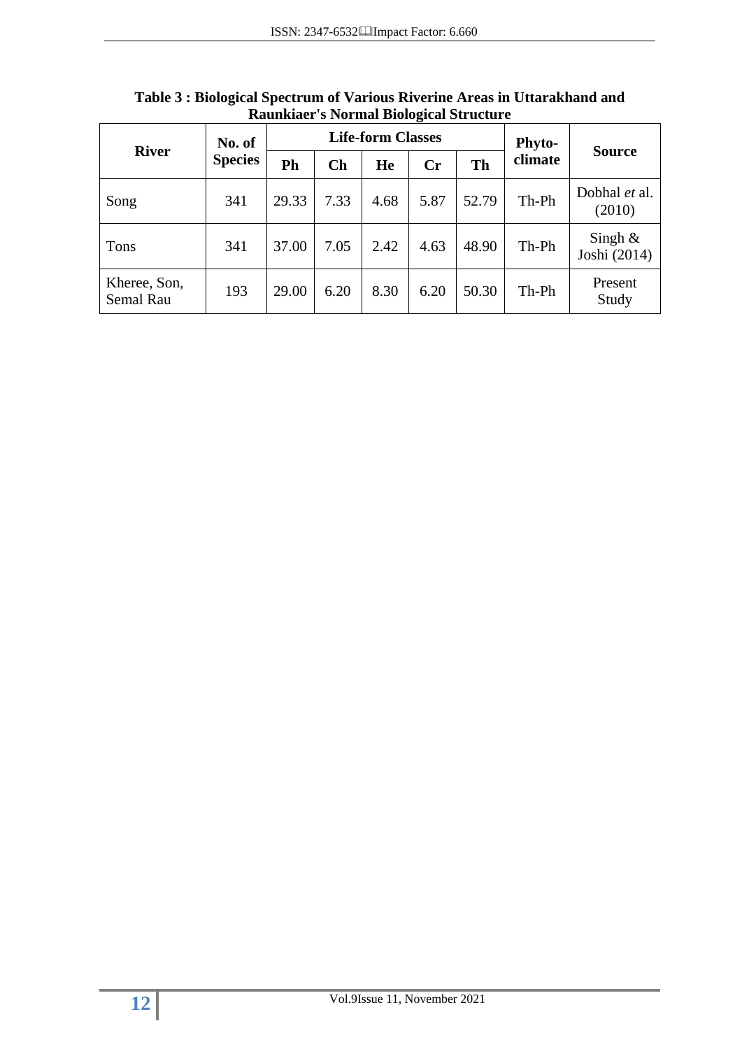**Table 3 : Biological Spectrum of Various Riverine Areas in Uttarakhand and Raunkiaer's Normal Biological Structure**

| River | No. of Species | Life-form Classes | | | | | Phyto-climate | Source |
|---|---|---|---|---|---|---|---|---|
| | | Ph | Ch | He | Cr | Th | | |
| Song | 341 | 29.33 | 7.33 | 4.68 | 5.87 | 52.79 | Th-Ph | Dobhal *et* al. (2010) |
| Tons | 341 | 37.00 | 7.05 | 2.42 | 4.63 | 48.90 | Th-Ph | Singh & Joshi (2014) |
| Kheree, Son, Semal Rau | 193 | 29.00 | 6.20 | 8.30 | 6.20 | 50.30 | Th-Ph | Present Study |